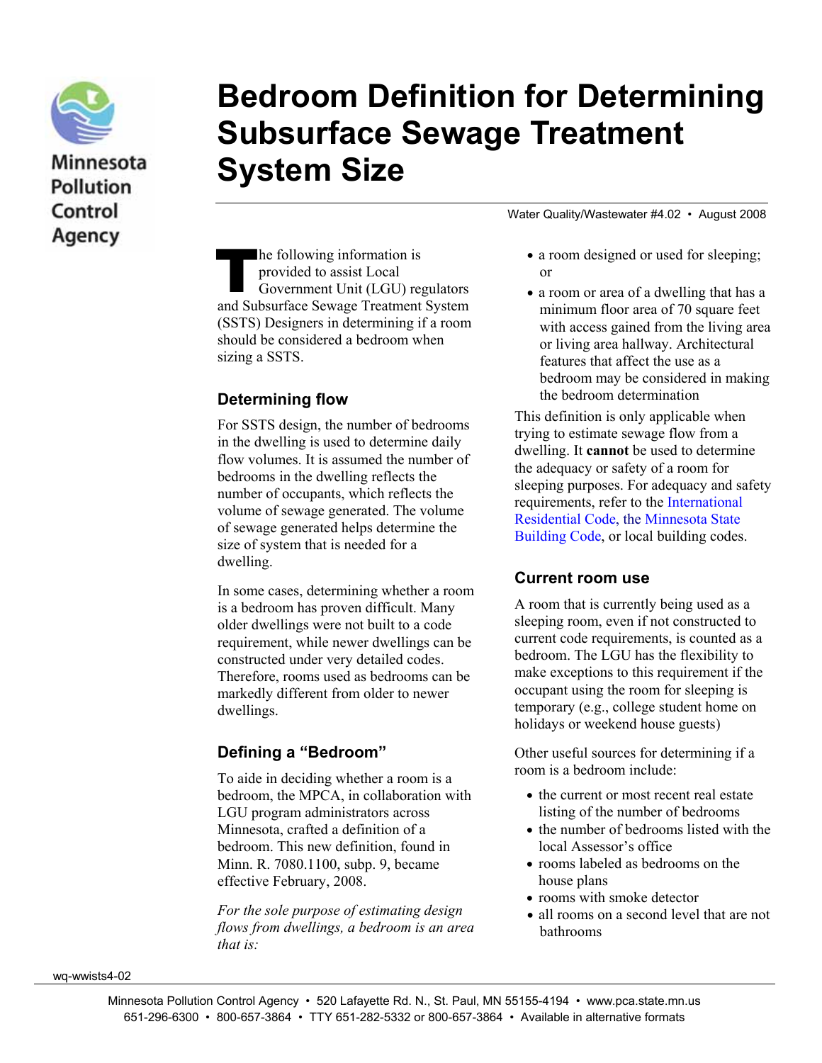# Bedroom Definition for Determining Subsurface Sewage Treatment System Size

Water Quality/Wastewater #4.02 • August 2008

The following information is provided to assist Local Government Unit (LGU) regulators and Subsurface Sewage Treatment System (SSTS) Designers in determining if a room should be considered a bedroom when sizing a SSTS.

## Determining flow

For SSTS design, the number of bedrooms in the dwelling is used to determine daily flow volumes. It is assumed the number of bedrooms in the dwelling reflects the number of occupants, which reflects the volume of sewage generated. The volume of sewage generated helps determine the size of system that is needed for a dwelling.

In some cases, determining whether a room is a bedroom has proven difficult. Many older dwellings were not built to a code requirement, while newer dwellings can be constructed under very detailed codes. Therefore, rooms used as bedrooms can be markedly different from older to newer dwellings.

## Defining a "Bedroom"

To aide in deciding whether a room is a bedroom, the MPCA, in collaboration with LGU program administrators across Minnesota, crafted a definition of a bedroom. This new definition, found in Minn. R. 7080.1100, subp. 9, became effective February, 2008.

*For the sole purpose of estimating design flows from dwellings, a bedroom is an area that is:*

- a room designed or used for sleeping; or
- a room or area of a dwelling that has a minimum floor area of 70 square feet with access gained from the living area or living area hallway. Architectural features that affect the use as a bedroom may be considered in making the bedroom determination

This definition is only applicable when trying to estimate sewage flow from a dwelling. It **cannot** be used to determine the adequacy or safety of a room for sleeping purposes. For adequacy and safety requirements, refer to the International Residential Code, the Minnesota State Building Code, or local building codes.

## Current room use

A room that is currently being used as a sleeping room, even if not constructed to current code requirements, is counted as a bedroom. The LGU has the flexibility to make exceptions to this requirement if the occupant using the room for sleeping is temporary (e.g., college student home on holidays or weekend house guests)

Other useful sources for determining if a room is a bedroom include:

- the current or most recent real estate listing of the number of bedrooms
- the number of bedrooms listed with the local Assessor's office
- rooms labeled as bedrooms on the house plans
- rooms with smoke detector
- all rooms on a second level that are not bathrooms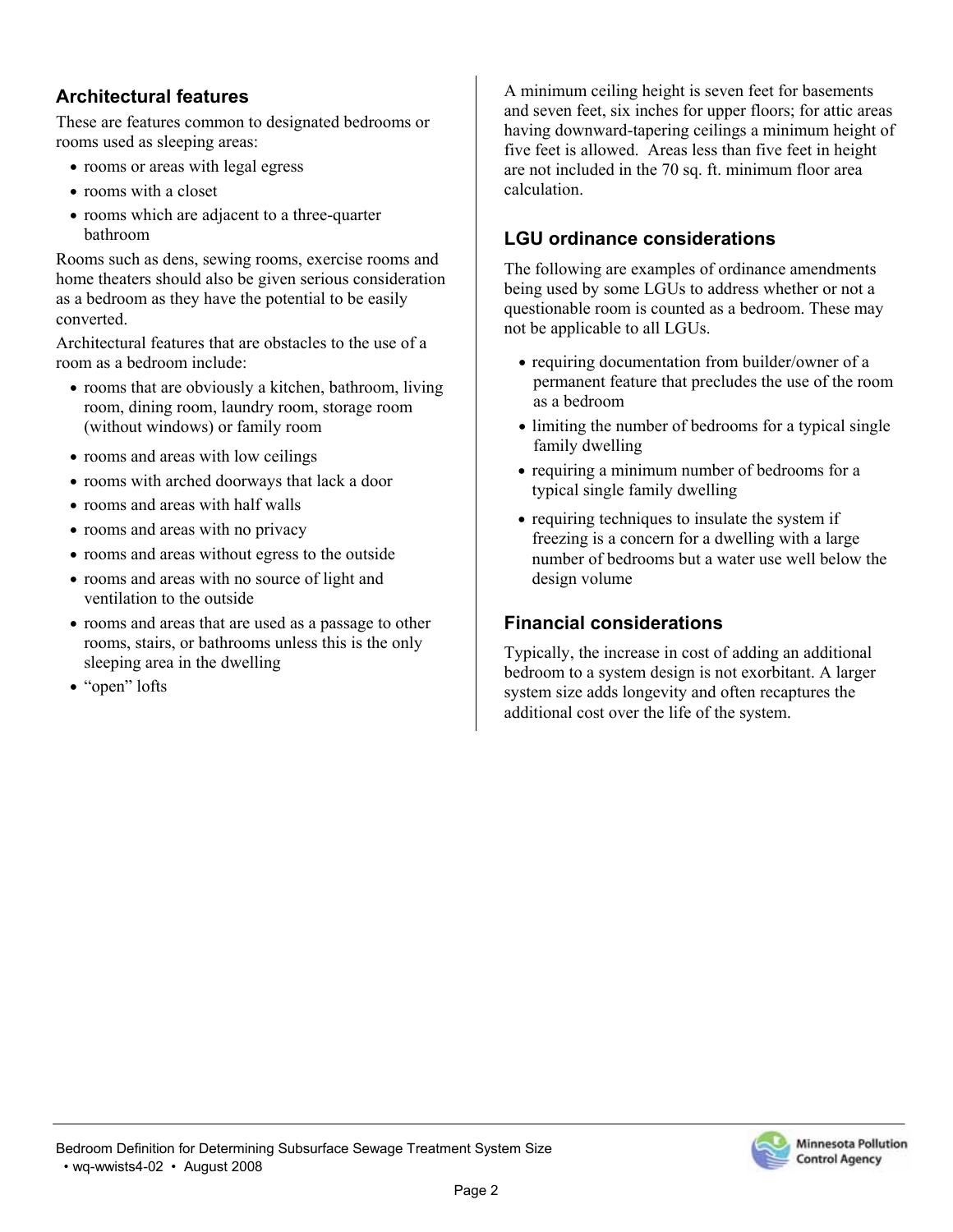## Architectural features

These are features common to designated bedrooms or rooms used as sleeping areas:

- rooms or areas with legal egress
- rooms with a closet
- rooms which are adjacent to a three-quarter bathroom

Rooms such as dens, sewing rooms, exercise rooms and home theaters should also be given serious consideration as a bedroom as they have the potential to be easily converted.

Architectural features that are obstacles to the use of a room as a bedroom include:

- rooms that are obviously a kitchen, bathroom, living room, dining room, laundry room, storage room (without windows) or family room
- rooms and areas with low ceilings
- rooms with arched doorways that lack a door
- rooms and areas with half walls
- rooms and areas with no privacy
- rooms and areas without egress to the outside
- rooms and areas with no source of light and ventilation to the outside
- rooms and areas that are used as a passage to other rooms, stairs, or bathrooms unless this is the only sleeping area in the dwelling
- "open" lofts

A minimum ceiling height is seven feet for basements and seven feet, six inches for upper floors; for attic areas having downward-tapering ceilings a minimum height of five feet is allowed. Areas less than five feet in height are not included in the 70 sq. ft. minimum floor area calculation.

## LGU ordinance considerations

The following are examples of ordinance amendments being used by some LGUs to address whether or not a questionable room is counted as a bedroom. These may not be applicable to all LGUs.

- requiring documentation from builder/owner of a permanent feature that precludes the use of the room as a bedroom
- limiting the number of bedrooms for a typical single family dwelling
- requiring a minimum number of bedrooms for a typical single family dwelling
- requiring techniques to insulate the system if freezing is a concern for a dwelling with a large number of bedrooms but a water use well below the design volume

## Financial considerations

Typically, the increase in cost of adding an additional bedroom to a system design is not exorbitant. A larger system size adds longevity and often recaptures the additional cost over the life of the system.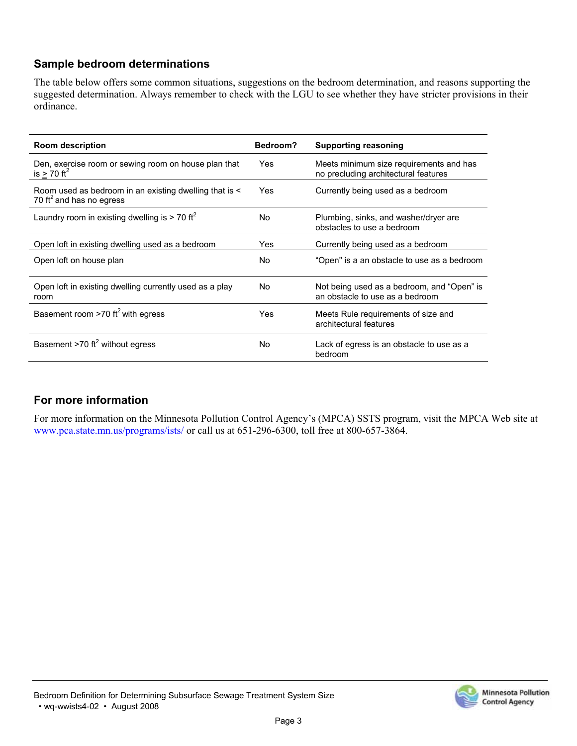## Sample bedroom determinations

The table below offers some common situations, suggestions on the bedroom determination, and reasons supporting the suggested determination. Always remember to check with the LGU to see whether they have stricter provisions in their ordinance.

| Room description | Bedroom? | Supporting reasoning |
|---|---|---|
| Den, exercise room or sewing room on house plan that is $\geq$ 70 $ft^2$ | Yes | Meets minimum size requirements and has no precluding architectural features |
| Room used as bedroom in an existing dwelling that is < 70 $ft^2$ and has no egress | Yes | Currently being used as a bedroom |
| Laundry room in existing dwelling is > 70 $ft^2$ | No | Plumbing, sinks, and washer/dryer are obstacles to use a bedroom |
| Open loft in existing dwelling used as a bedroom | Yes | Currently being used as a bedroom |
| Open loft on house plan | No | "Open" is a an obstacle to use as a bedroom |
| Open loft in existing dwelling currently used as a play room | No | Not being used as a bedroom, and "Open" is an obstacle to use as a bedroom |
| Basement room >70 $ft^2$ with egress | Yes | Meets Rule requirements of size and architectural features |
| Basement >70 $ft^2$ without egress | No | Lack of egress is an obstacle to use as a bedroom |

## For more information

For more information on the Minnesota Pollution Control Agency's (MPCA) SSTS program, visit the MPCA Web site at www.pca.state.mn.us/programs/ists/ or call us at 651-296-6300, toll free at 800-657-3864.